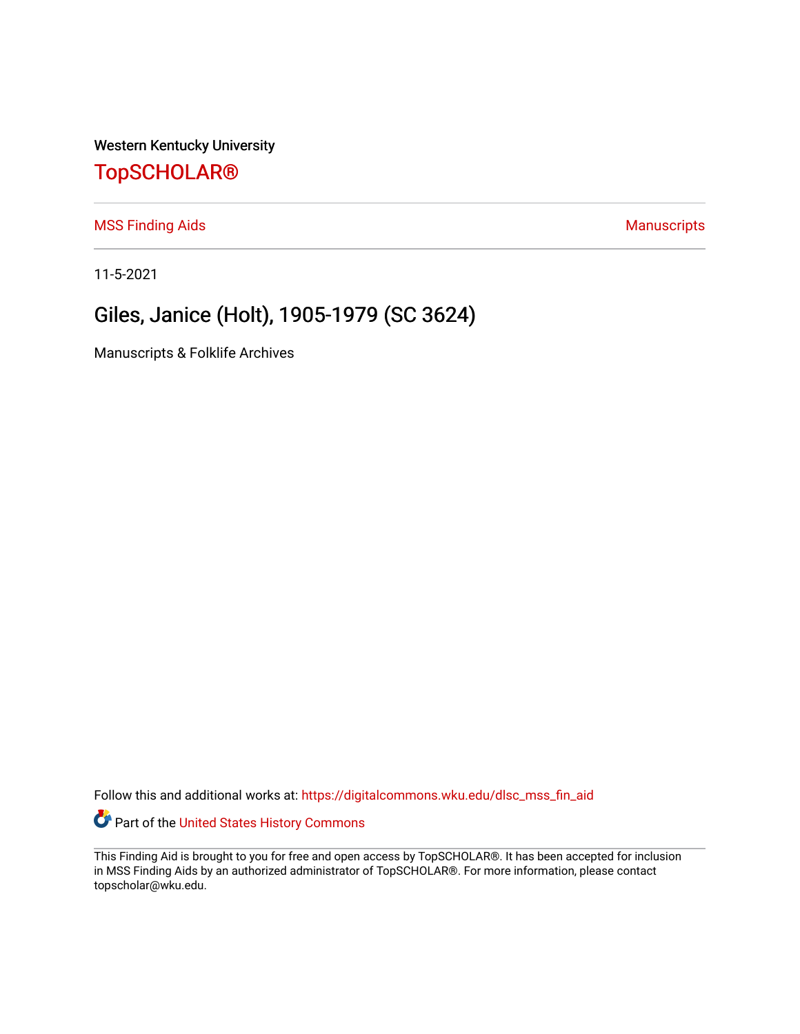Western Kentucky University

# TopSCHOLAR®

MSS Finding Aids | Manuscripts

11-5-2021

## Giles, Janice (Holt), 1905-1979 (SC 3624)

Manuscripts & Folklife Archives

Follow this and additional works at: https://digitalcommons.wku.edu/dlsc_mss_fin_aid

Part of the United States History Commons

This Finding Aid is brought to you for free and open access by TopSCHOLAR®. It has been accepted for inclusion in MSS Finding Aids by an authorized administrator of TopSCHOLAR®. For more information, please contact topscholar@wku.edu.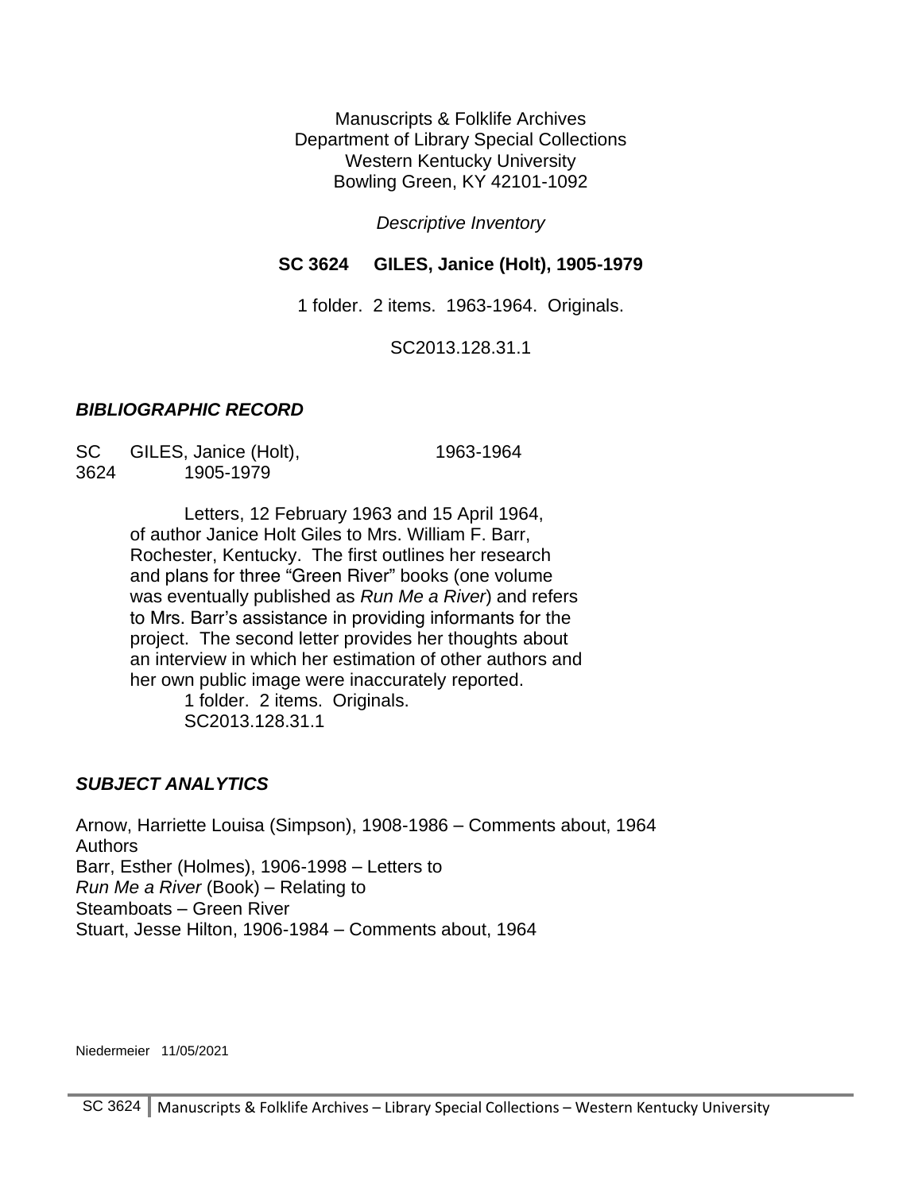Manuscripts & Folklife Archives
Department of Library Special Collections
Western Kentucky University
Bowling Green, KY 42101-1092

*Descriptive Inventory*

**SC 3624 GILES, Janice (Holt), 1905-1979**

1 folder. 2 items. 1963-1964. Originals.

SC2013.128.31.1

## *BIBLIOGRAPHIC RECORD*

SC 3624 GILES, Janice (Holt), 1905-1979 1963-1964

Letters, 12 February 1963 and 15 April 1964, of author Janice Holt Giles to Mrs. William F. Barr, Rochester, Kentucky. The first outlines her research and plans for three "Green River" books (one volume was eventually published as *Run Me a River*) and refers to Mrs. Barr's assistance in providing informants for the project. The second letter provides her thoughts about an interview in which her estimation of other authors and her own public image were inaccurately reported.

1 folder. 2 items. Originals.
SC2013.128.31.1

## *SUBJECT ANALYTICS*

Arnow, Harriette Louisa (Simpson), 1908-1986 – Comments about, 1964
Authors
Barr, Esther (Holmes), 1906-1998 – Letters to
*Run Me a River* (Book) – Relating to
Steamboats – Green River
Stuart, Jesse Hilton, 1906-1984 – Comments about, 1964

Niedermeier 11/05/2021